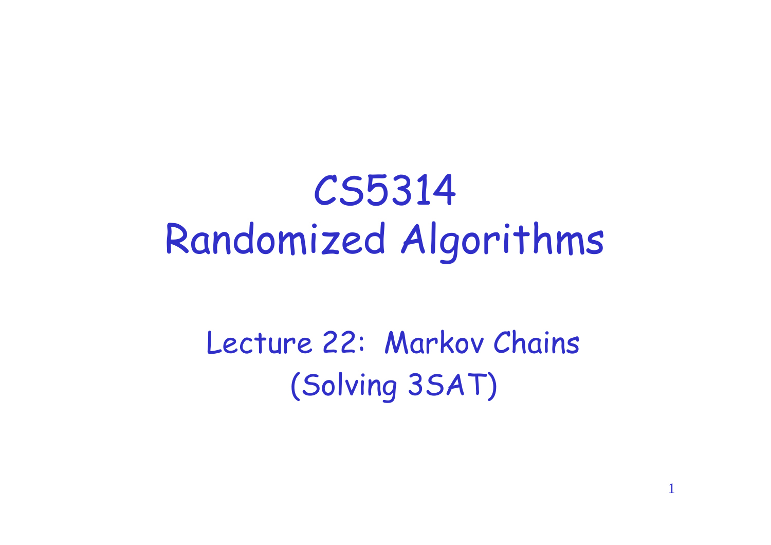# CS5314 Randomized Algorithms

## Lecture 22: Markov Chains (Solving 3SAT)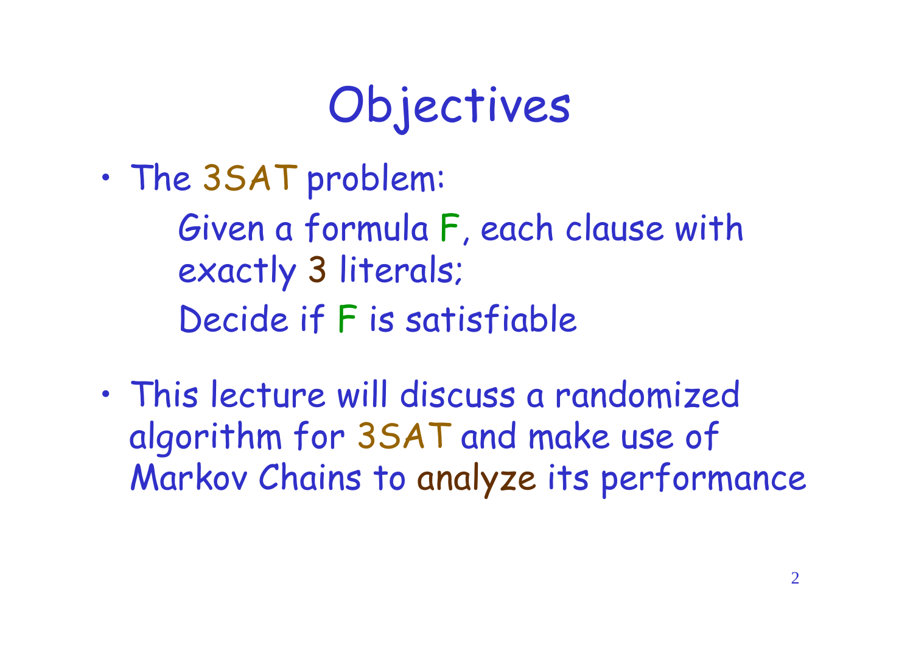# Objectives

- The 3SAT problem:

  Given a formula F, each clause with exactly 3 literals;

  Decide if F is satisfiable

- This lecture will discuss a randomized algorithm for 3SAT and make use of Markov Chains to analyze its performance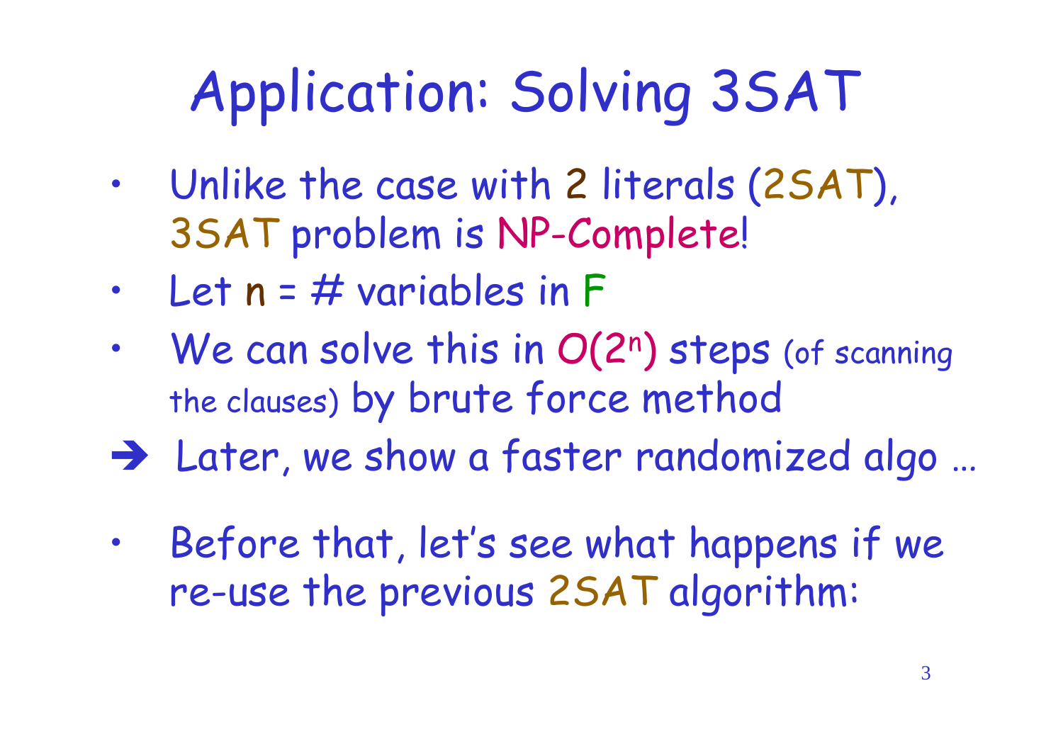# Application: Solving 3SAT

- Unlike the case with 2 literals (2SAT), 3SAT problem is NP-Complete!
- Let n = # variables in F
- We can solve this in $O(2^n)$ steps (of scanning the clauses) by brute force method

➔ Later, we show a faster randomized algo …

- Before that, let's see what happens if we re-use the previous 2SAT algorithm: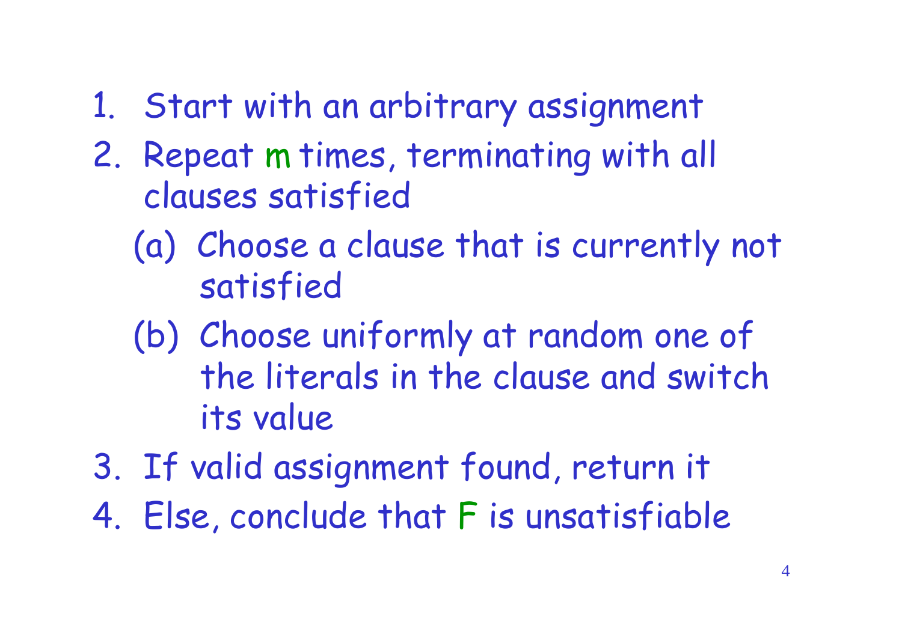1. Start with an arbitrary assignment
2. Repeat $m$ times, terminating with all clauses satisfied
   (a) Choose a clause that is currently not satisfied
   (b) Choose uniformly at random one of the literals in the clause and switch its value
3. If valid assignment found, return it
4. Else, conclude that $F$ is unsatisfiable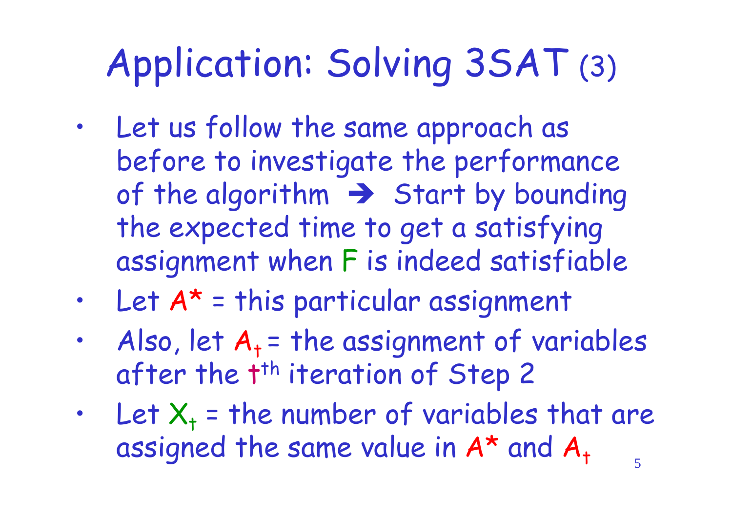# Application: Solving 3SAT (3)

- Let us follow the same approach as before to investigate the performance of the algorithm ➔ Start by bounding the expected time to get a satisfying assignment when F is indeed satisfiable
- Let $A^*$ = this particular assignment
- Also, let $A_t$ = the assignment of variables after the $t^{th}$ iteration of Step 2
- Let $X_t$ = the number of variables that are assigned the same value in $A^*$ and $A_t$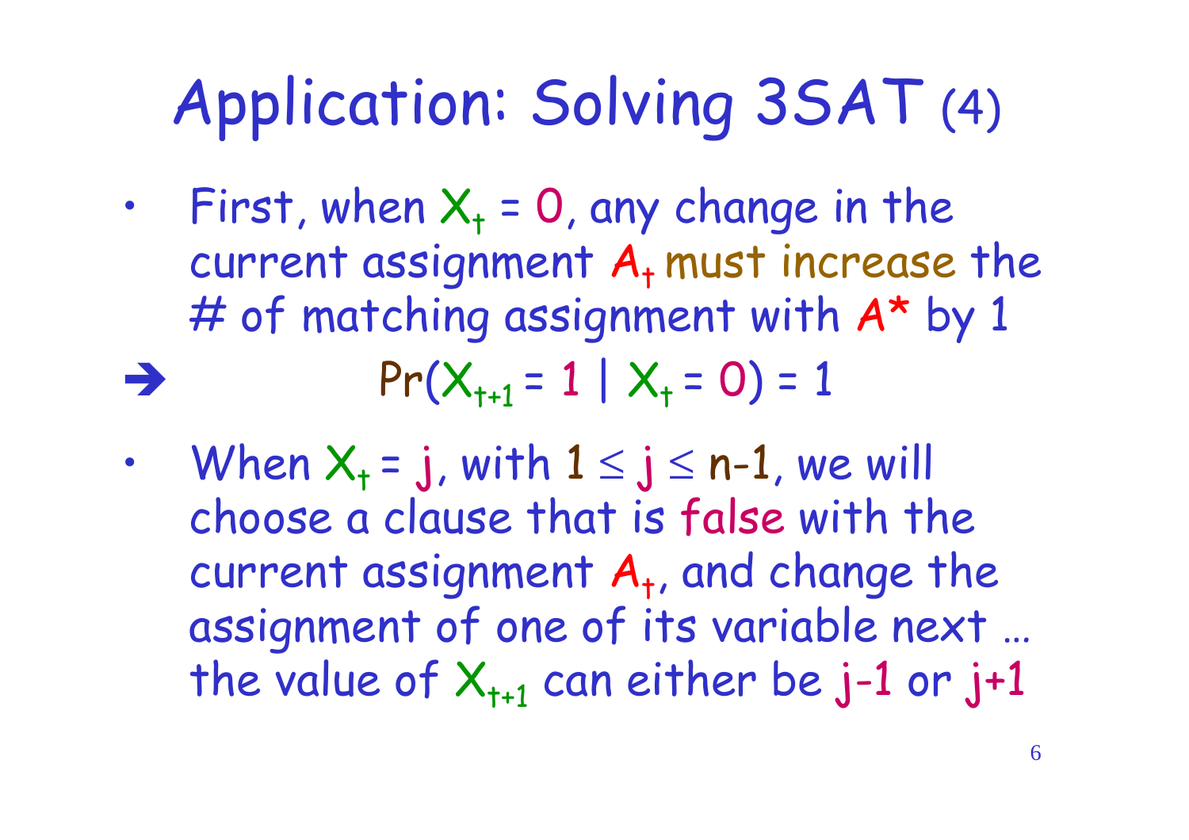# Application: Solving 3SAT (4)

- First, when $X_t = 0$, any change in the current assignment $A_t$ must increase the # of matching assignment with $A^*$ by 1

➔ $$\Pr(X_{t+1} = 1 \mid X_t = 0) = 1$$

- When $X_t = j$, with $1 \leq j \leq n-1$, we will choose a clause that is false with the current assignment $A_t$, and change the assignment of one of its variable next … the value of $X_{t+1}$ can either be $j-1$ or $j+1$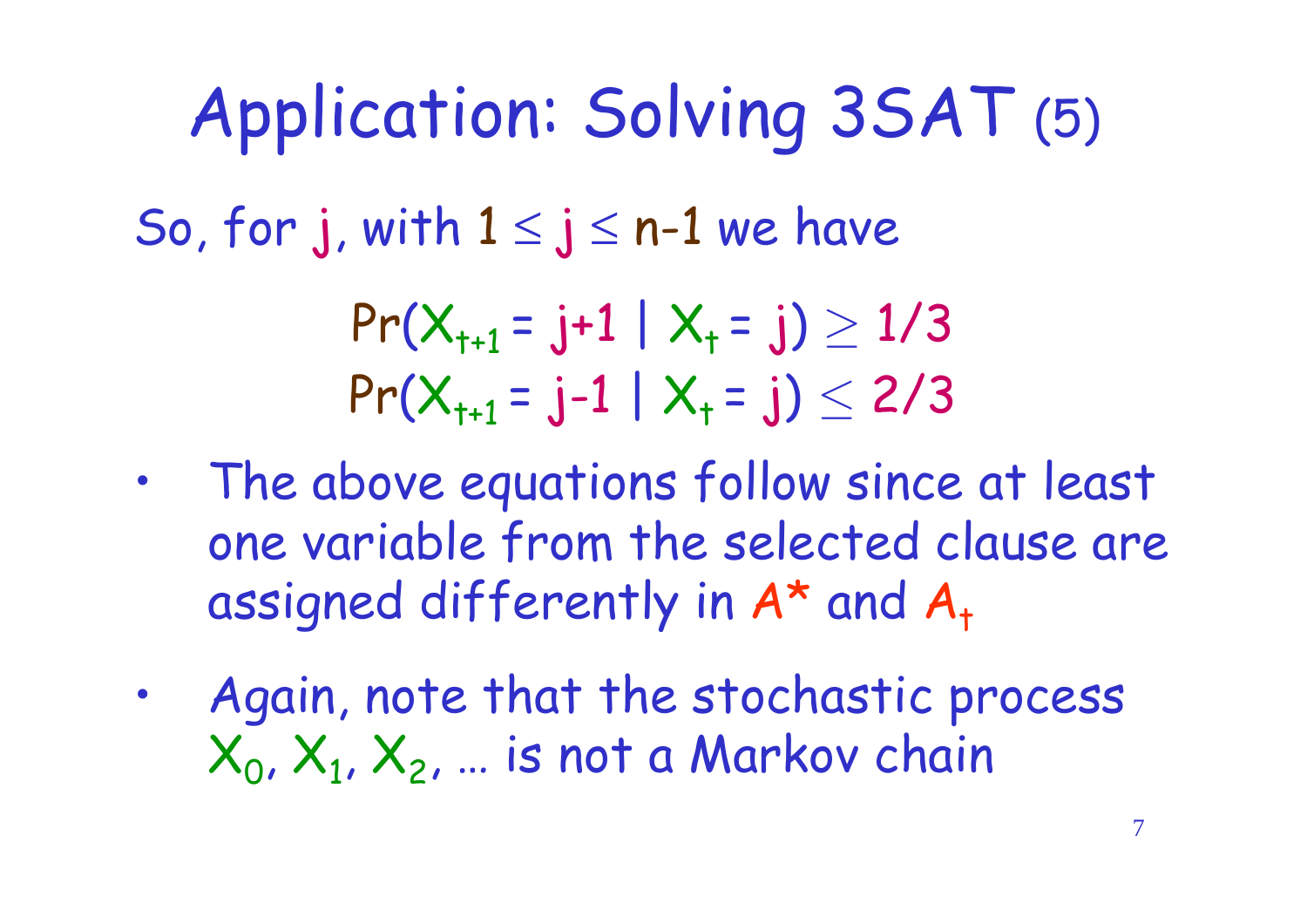# Application: Solving 3SAT (5)

So, for $j$, with $1 \leq j \leq n-1$ we have

$$\Pr(X_{t+1} = j+1 \mid X_t = j) \geq 1/3$$
$$\Pr(X_{t+1} = j-1 \mid X_t = j) \leq 2/3$$

- The above equations follow since at least one variable from the selected clause are assigned differently in $A^*$ and $A_t$
- Again, note that the stochastic process $X_0, X_1, X_2, \ldots$ is not a Markov chain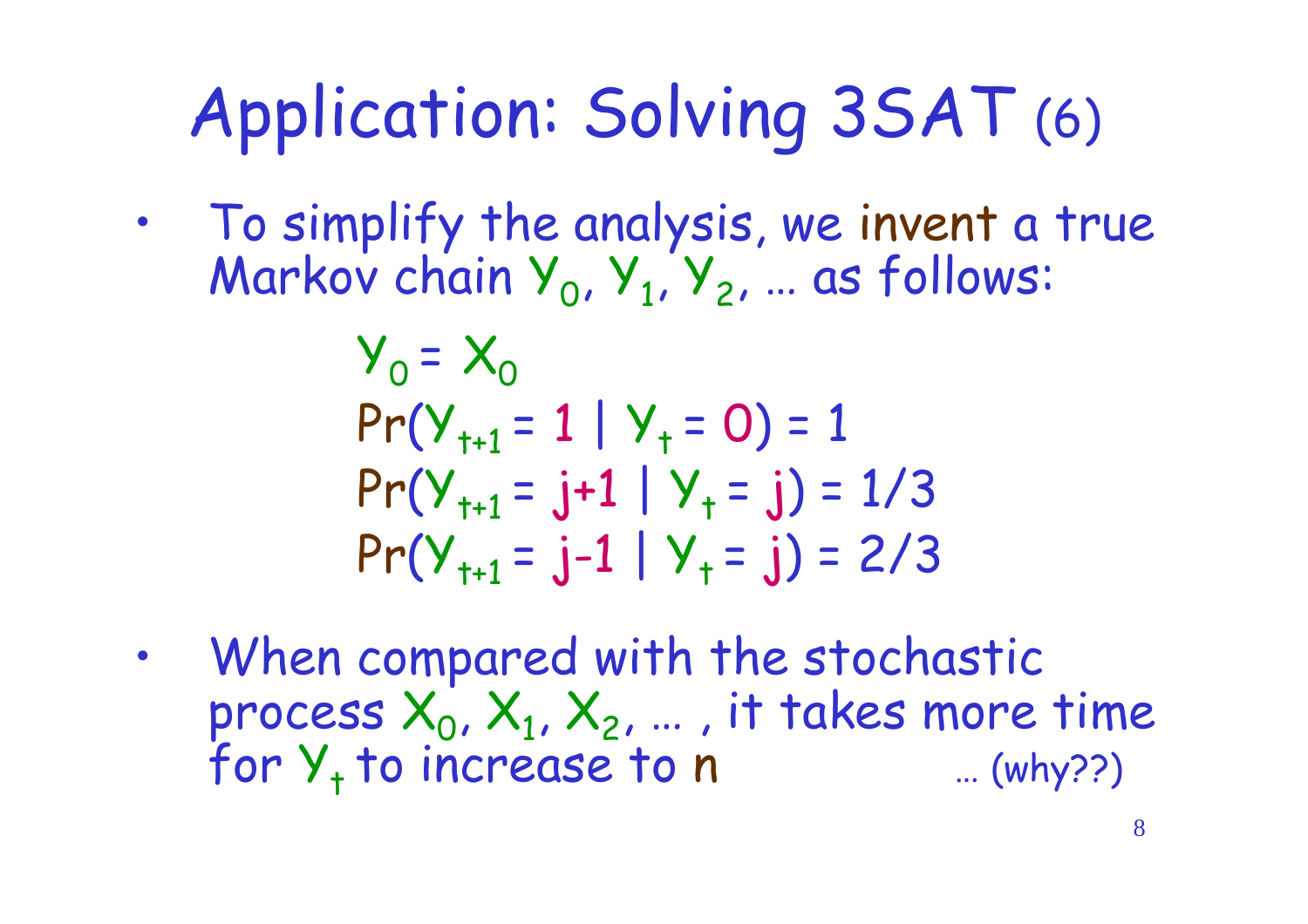# Application: Solving 3SAT (6)

- To simplify the analysis, we invent a true Markov chain $Y_0, Y_1, Y_2, \ldots$ as follows:

$$Y_0 = X_0$$
$$\Pr(Y_{t+1} = 1 \mid Y_t = 0) = 1$$
$$\Pr(Y_{t+1} = j+1 \mid Y_t = j) = 1/3$$
$$\Pr(Y_{t+1} = j-1 \mid Y_t = j) = 2/3$$

- When compared with the stochastic process $X_0, X_1, X_2, \ldots$, it takes more time for $Y_t$ to increase to $n$ … (why??)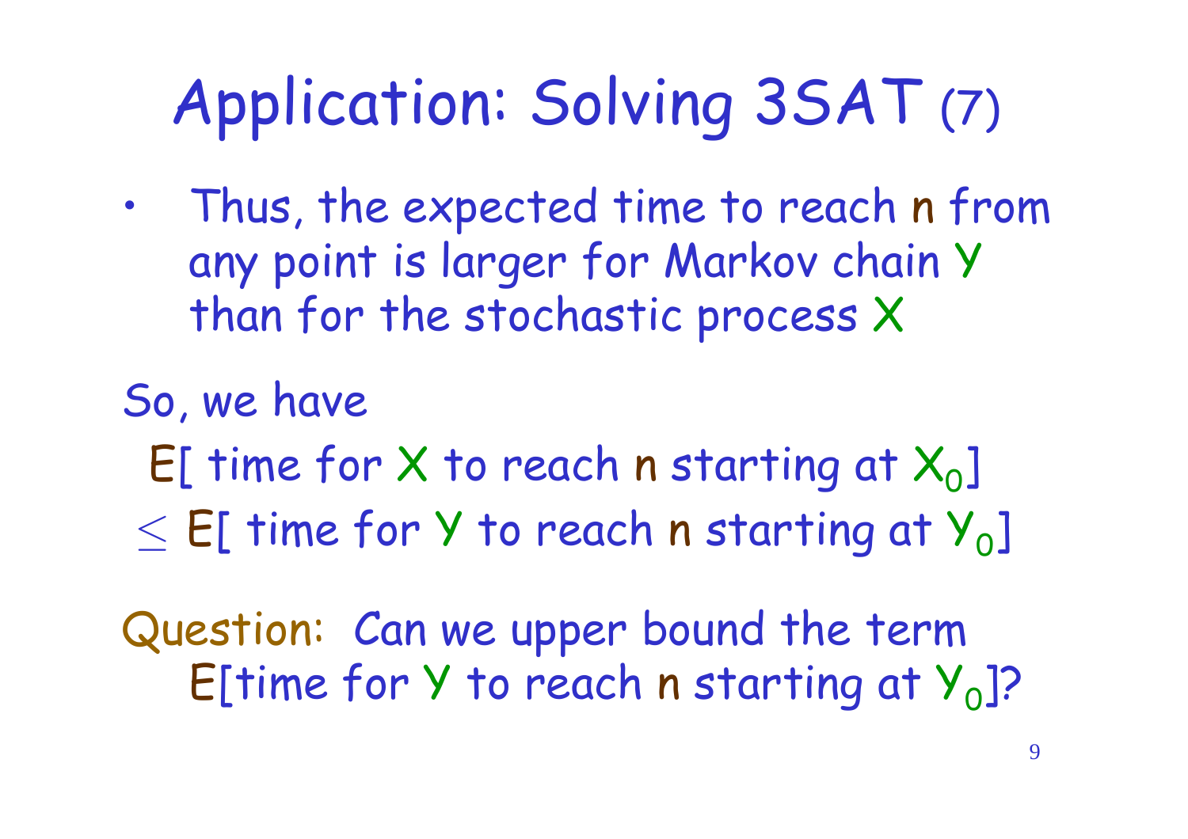# Application: Solving 3SAT (7)

- Thus, the expected time to reach n from any point is larger for Markov chain Y than for the stochastic process X

So, we have

E[ time for X to reach n starting at $X_0$]

$\leq$ E[ time for Y to reach n starting at $Y_0$]

Question: Can we upper bound the term E[time for Y to reach n starting at $Y_0$]?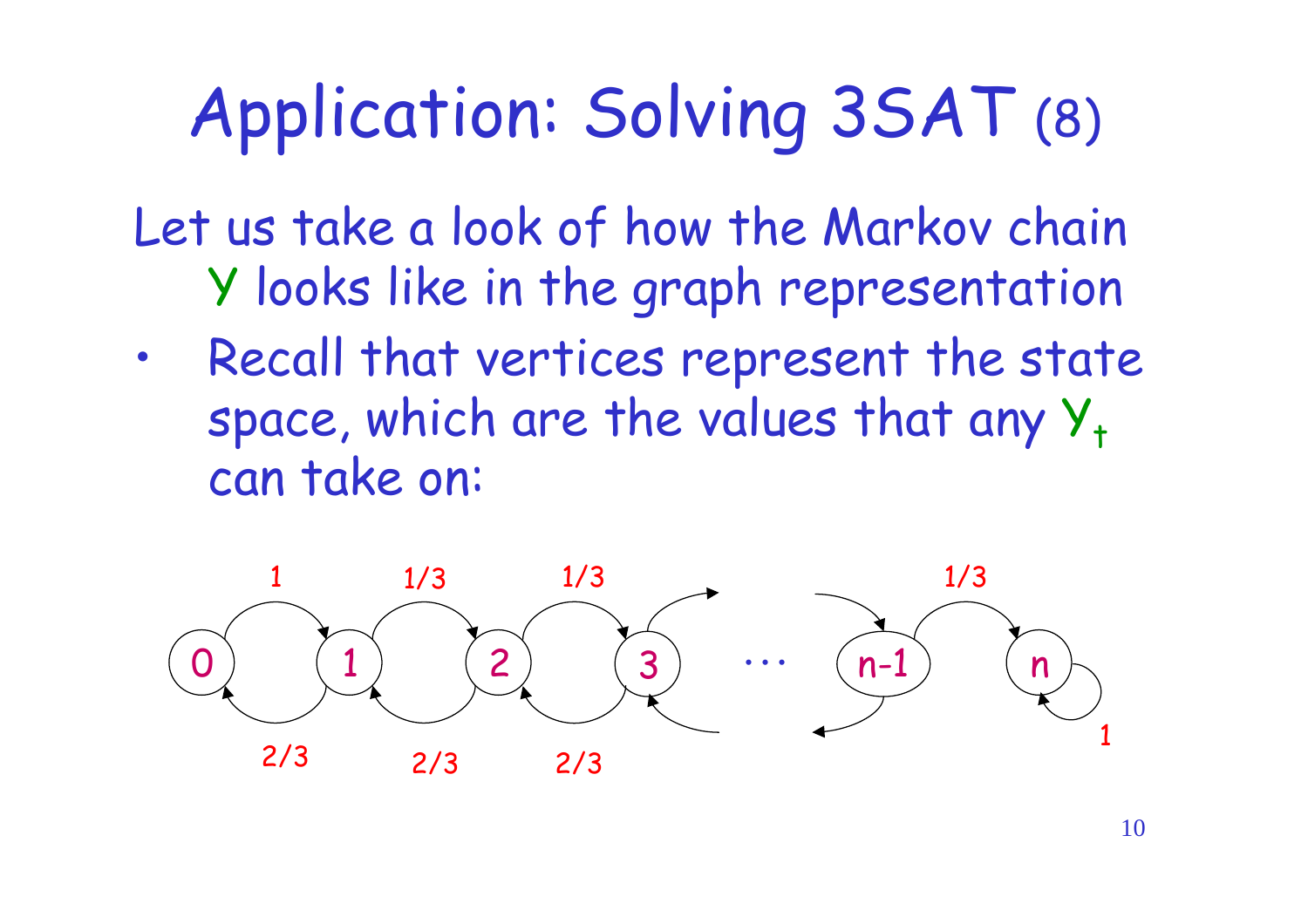# Application: Solving 3SAT (8)

Let us take a look of how the Markov chain $Y$ looks like in the graph representation

- Recall that vertices represent the state space, which are the values that any $Y_t$ can take on: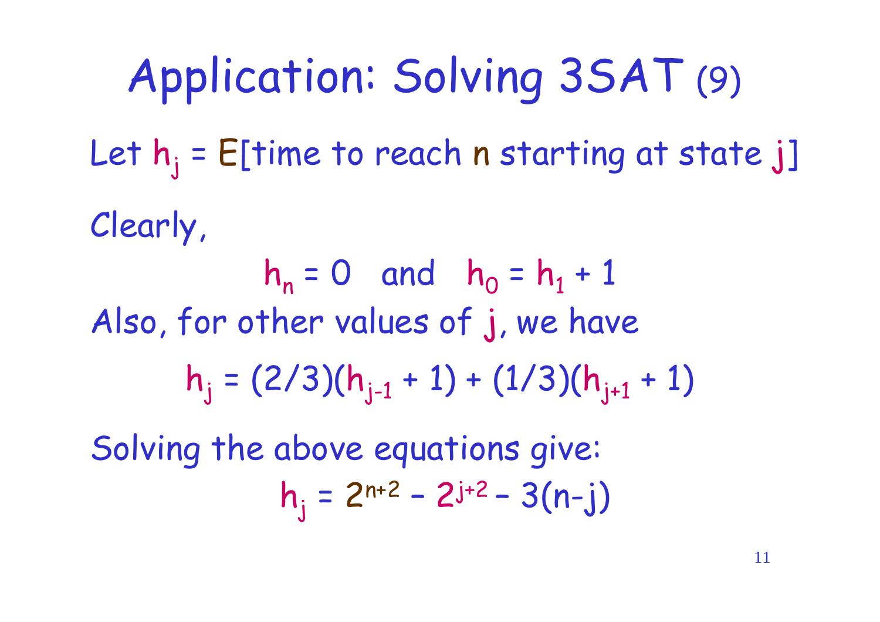# Application: Solving 3SAT (9)

Let $h_j$ = E[time to reach $n$ starting at state $j$]

Clearly,

$$h_n = 0 \quad \text{and} \quad h_0 = h_1 + 1$$

Also, for other values of $j$, we have

$$h_j = (2/3)(h_{j-1} + 1) + (1/3)(h_{j+1} + 1)$$

Solving the above equations give:

$$h_j = 2^{n+2} - 2^{j+2} - 3(n-j)$$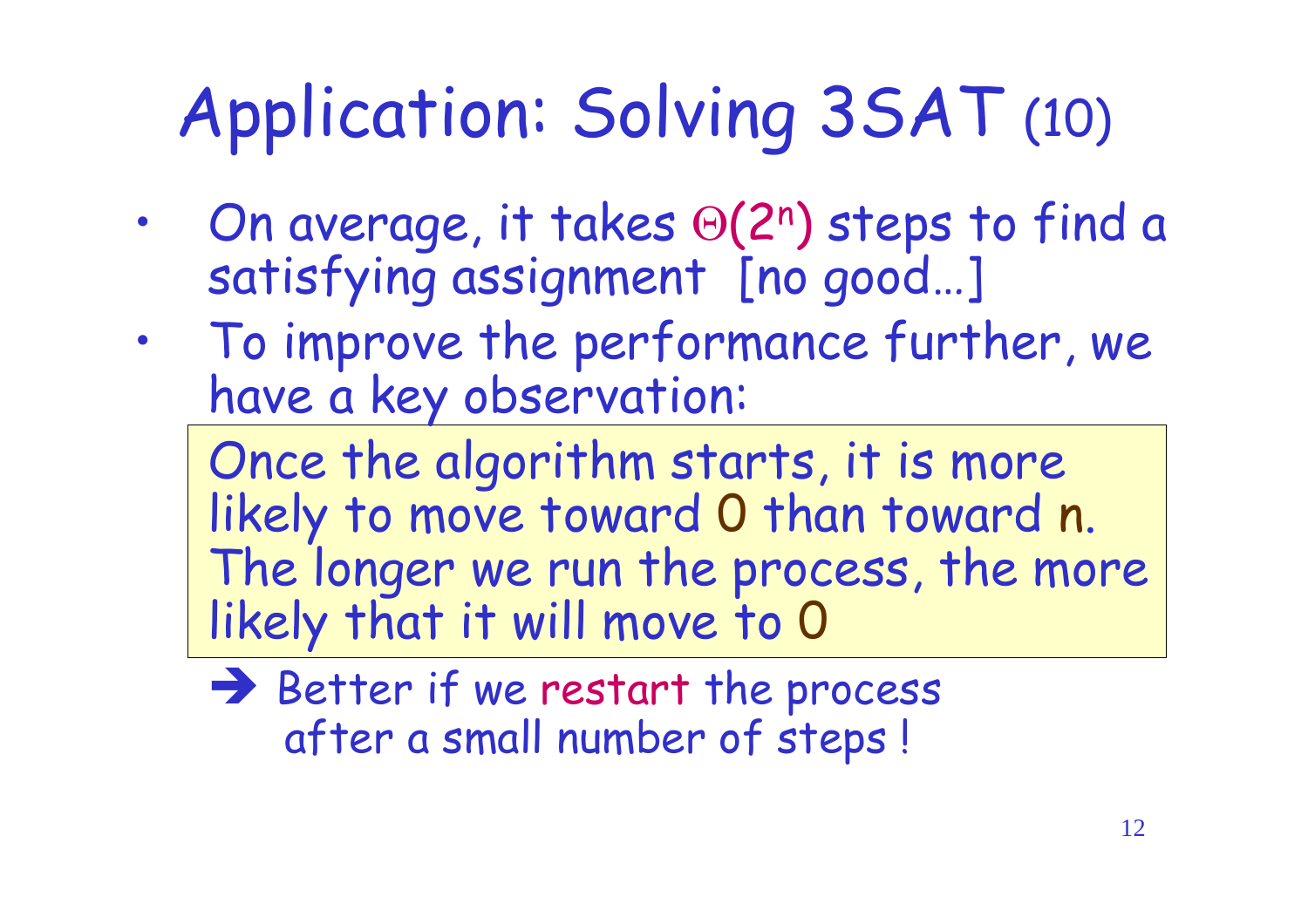# Application: Solving 3SAT (10)

- On average, it takes $\Theta(2^n)$ steps to find a satisfying assignment [no good…]
- To improve the performance further, we have a key observation:

> Once the algorithm starts, it is more likely to move toward 0 than toward n. The longer we run the process, the more likely that it will move to 0

➔ Better if we restart the process after a small number of steps !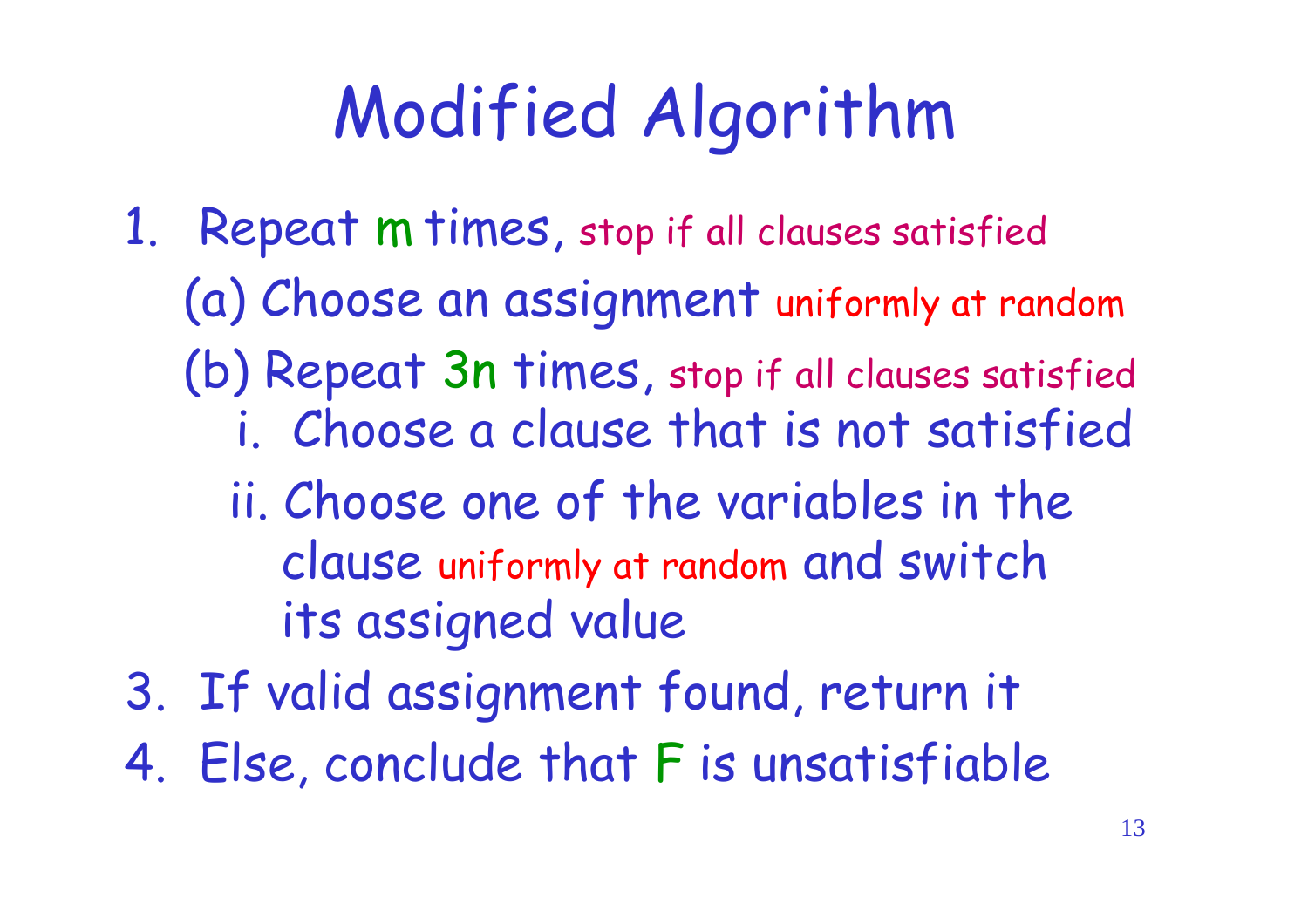# Modified Algorithm

1. Repeat $m$ times, stop if all clauses satisfied
   (a) Choose an assignment uniformly at random
   (b) Repeat $3n$ times, stop if all clauses satisfied
      i. Choose a clause that is not satisfied
      ii. Choose one of the variables in the clause uniformly at random and switch its assigned value
3. If valid assignment found, return it
4. Else, conclude that $F$ is unsatisfiable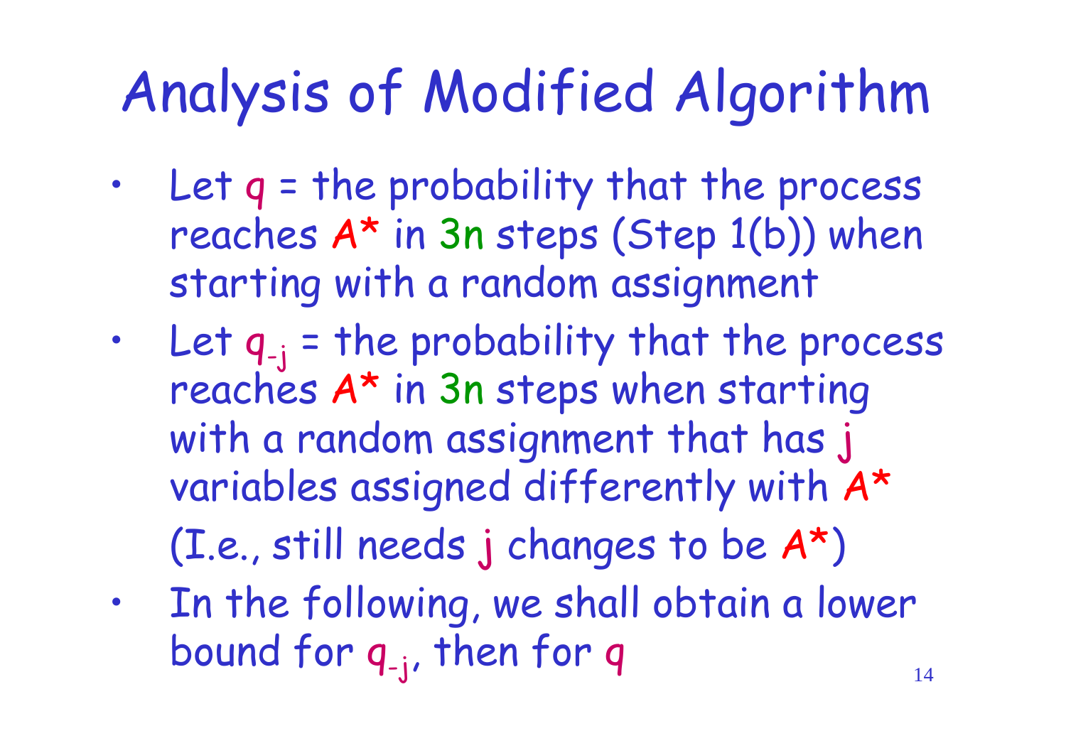# Analysis of Modified Algorithm

- Let $q$ = the probability that the process reaches $A^*$ in $3n$ steps (Step 1(b)) when starting with a random assignment
- Let $q_{-j}$ = the probability that the process reaches $A^*$ in $3n$ steps when starting with a random assignment that has $j$ variables assigned differently with $A^*$

  (I.e., still needs $j$ changes to be $A^*$)
- In the following, we shall obtain a lower bound for $q_{-j}$, then for $q$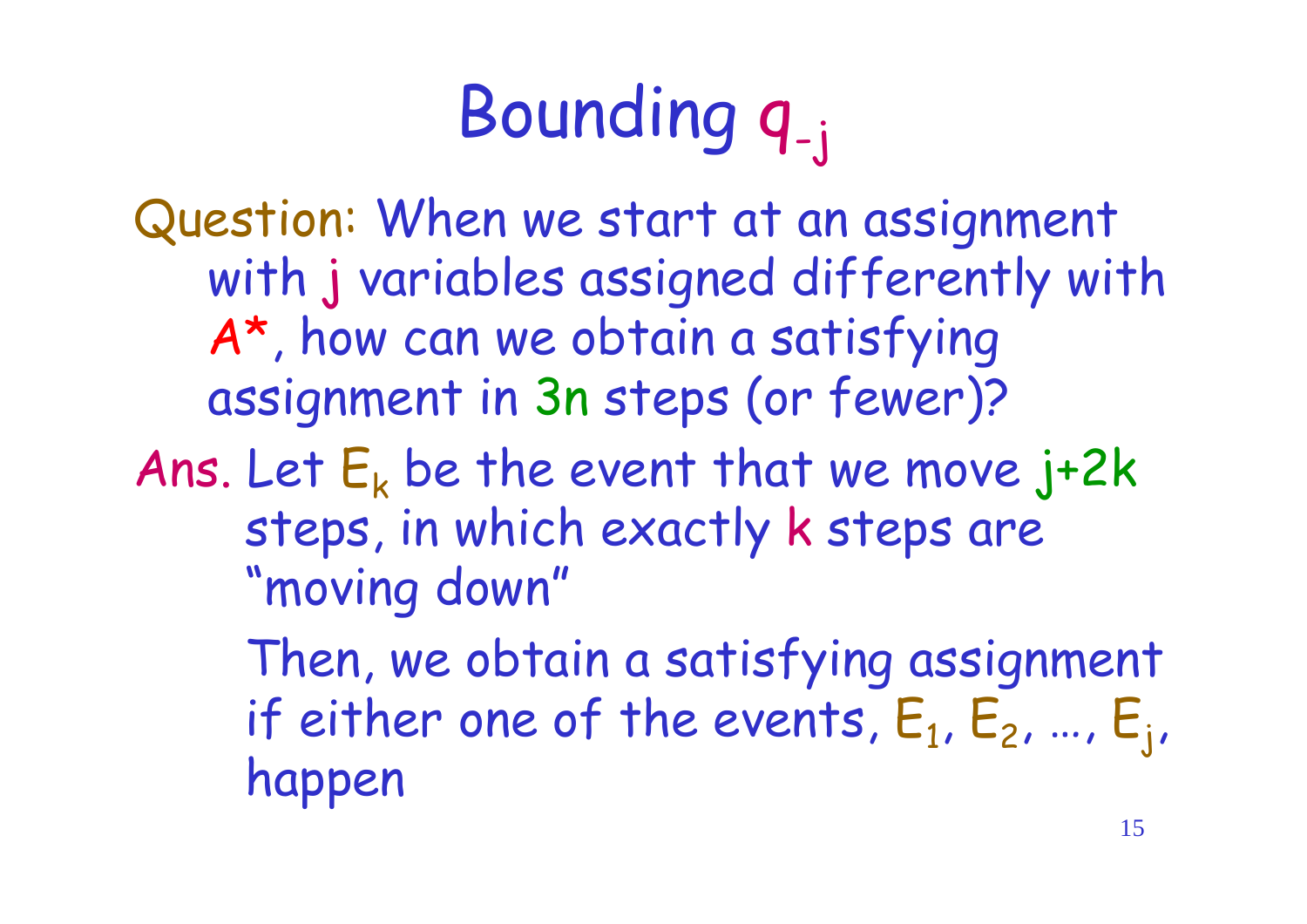# Bounding $q_{-j}$

Question: When we start at an assignment with $j$ variables assigned differently with $A^*$, how can we obtain a satisfying assignment in $3n$ steps (or fewer)?

Ans. Let $E_k$ be the event that we move $j+2k$ steps, in which exactly $k$ steps are "moving down"

Then, we obtain a satisfying assignment if either one of the events, $E_1, E_2, \ldots, E_j$, happen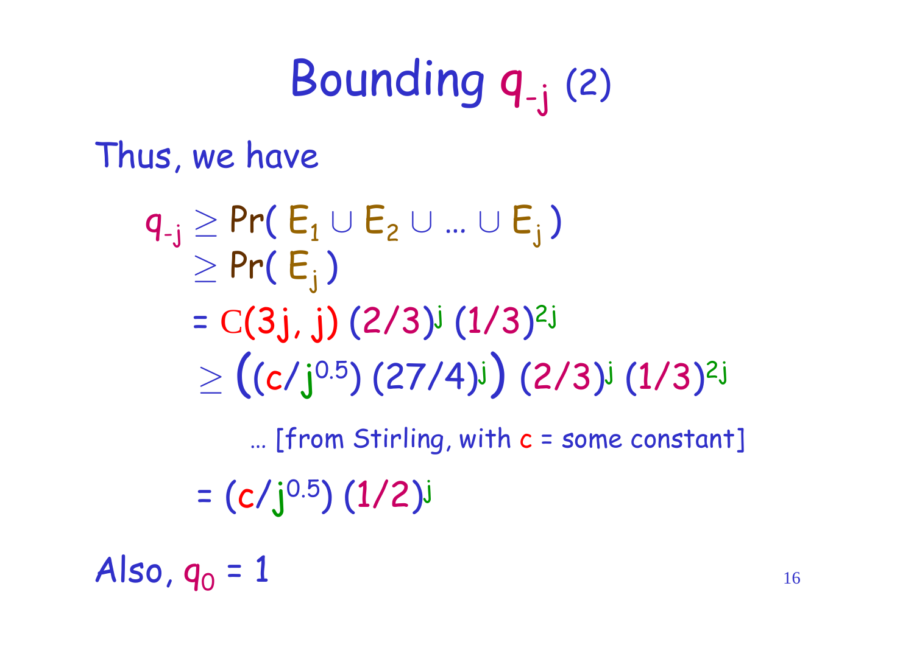# Bounding $q_{-j}$ (2)

Thus, we have

$$
\begin{aligned}
q_{-j} &\geq \Pr( E_1 \cup E_2 \cup \ldots \cup E_j ) \\
&\geq \Pr( E_j ) \\
&= C(3j, j)\, (2/3)^j\, (1/3)^{2j} \\
&\geq \left( (c/j^{0.5})\, (27/4)^j \right) (2/3)^j\, (1/3)^{2j}
\end{aligned}
$$

... [from Stirling, with $c$ = some constant]

$$
= (c/j^{0.5})\, (1/2)^j
$$

Also, $q_0 = 1$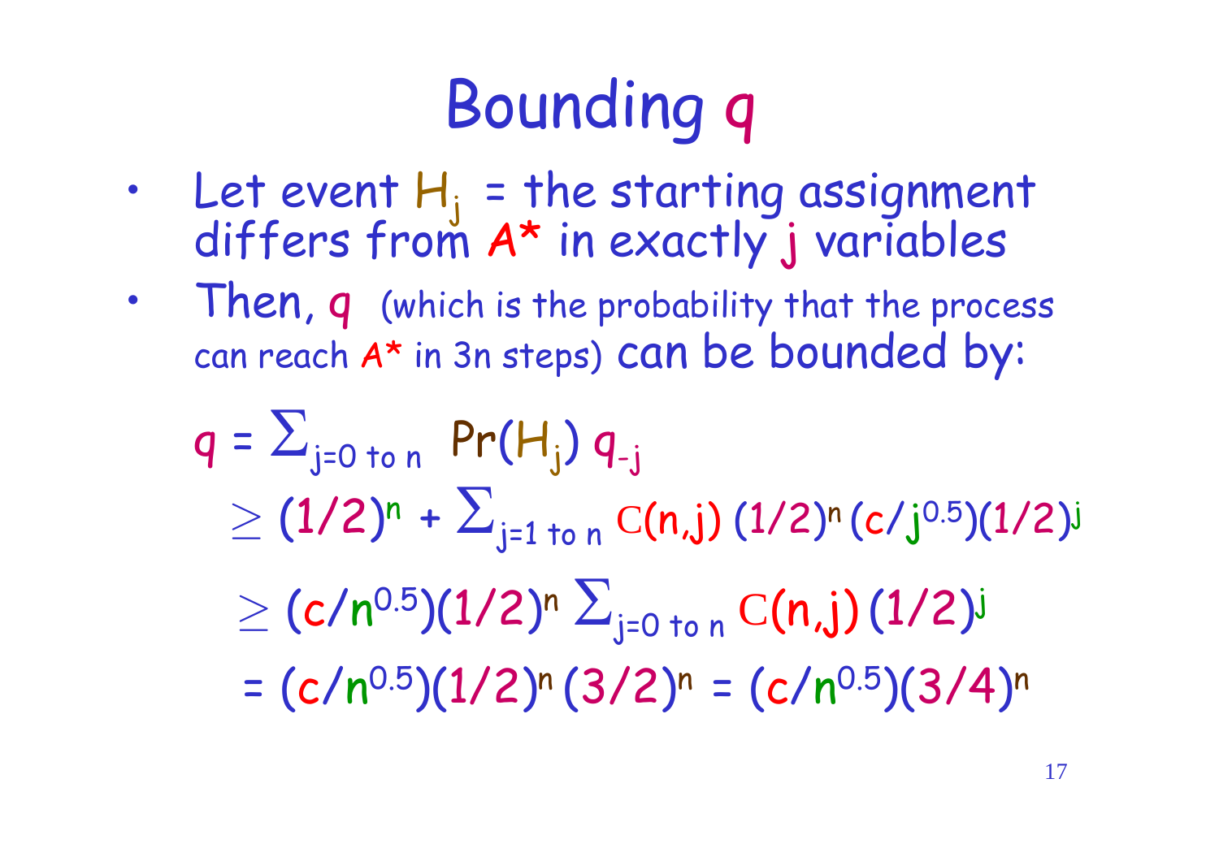# Bounding $q$

- Let event $H_j$ = the starting assignment differs from $A^*$ in exactly $j$ variables
- Then, $q$ (which is the probability that the process can reach $A^*$ in 3n steps) can be bounded by:

$$q = \sum_{j=0 \text{ to } n} \Pr(H_j)\, q_{-j}$$

$$\geq (1/2)^n + \sum_{j=1 \text{ to } n} C(n,j)\,(1/2)^n (c/j^{0.5})(1/2)^j$$

$$\geq (c/n^{0.5})(1/2)^n \sum_{j=0 \text{ to } n} C(n,j)\,(1/2)^j$$

$$= (c/n^{0.5})(1/2)^n (3/2)^n = (c/n^{0.5})(3/4)^n$$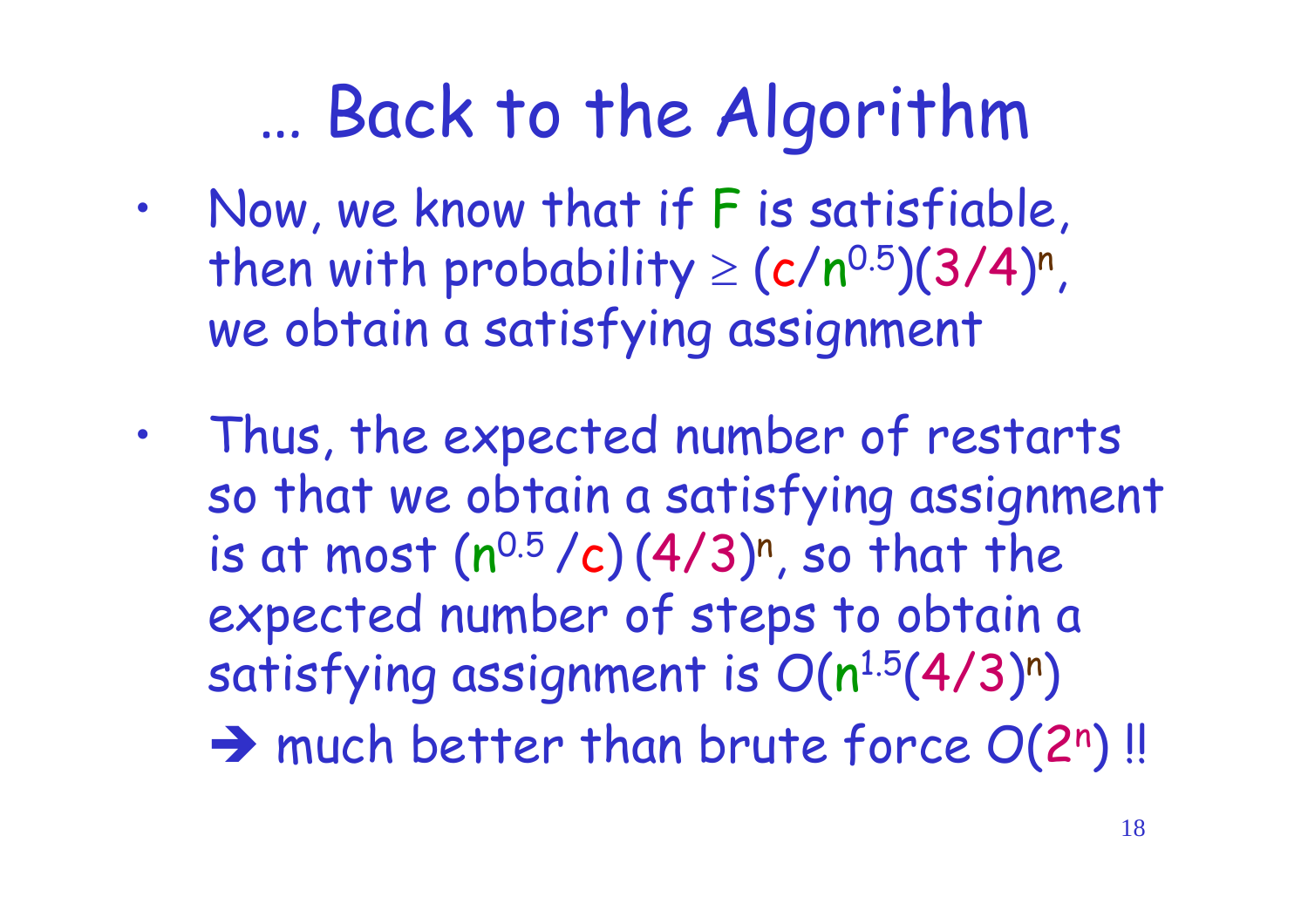# … Back to the Algorithm

- Now, we know that if F is satisfiable, then with probability $\geq (c/n^{0.5})(3/4)^n$, we obtain a satisfying assignment
- Thus, the expected number of restarts so that we obtain a satisfying assignment is at most $(n^{0.5}/c)(4/3)^n$, so that the expected number of steps to obtain a satisfying assignment is $O(n^{1.5}(4/3)^n)$

  ➔ much better than brute force $O(2^n)$ !!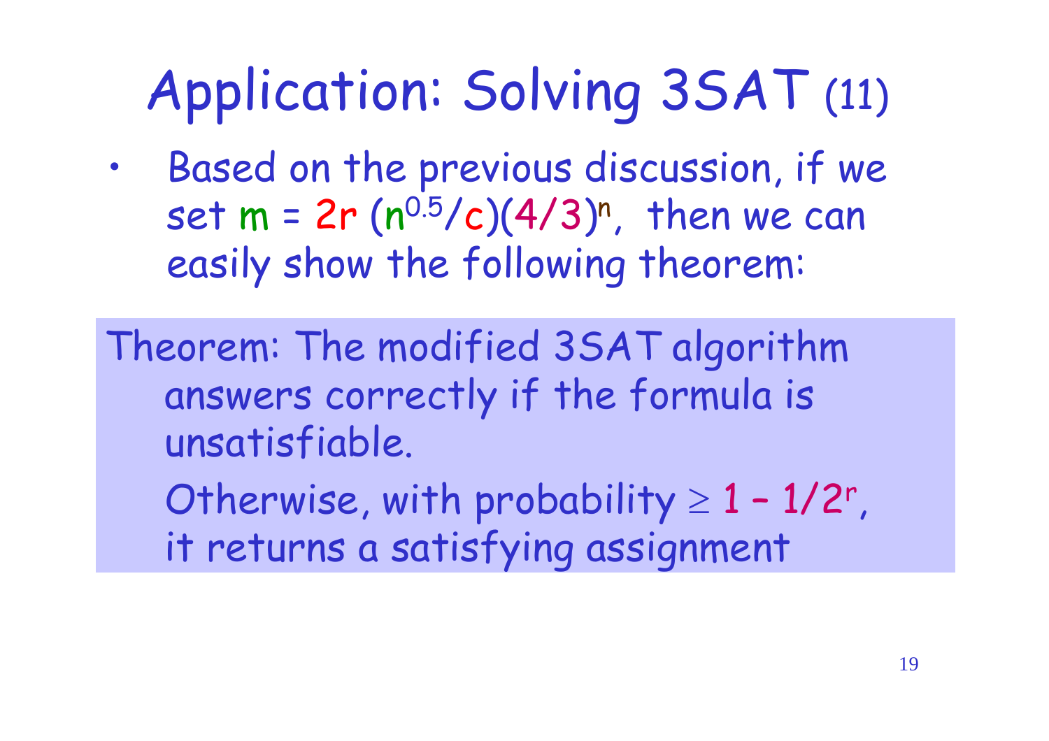# Application: Solving 3SAT (11)

- Based on the previous discussion, if we set $m = 2r\,(n^{0.5}/c)(4/3)^n$, then we can easily show the following theorem:

Theorem: The modified 3SAT algorithm answers correctly if the formula is unsatisfiable.

Otherwise, with probability $\geq 1 - 1/2^r$, it returns a satisfying assignment